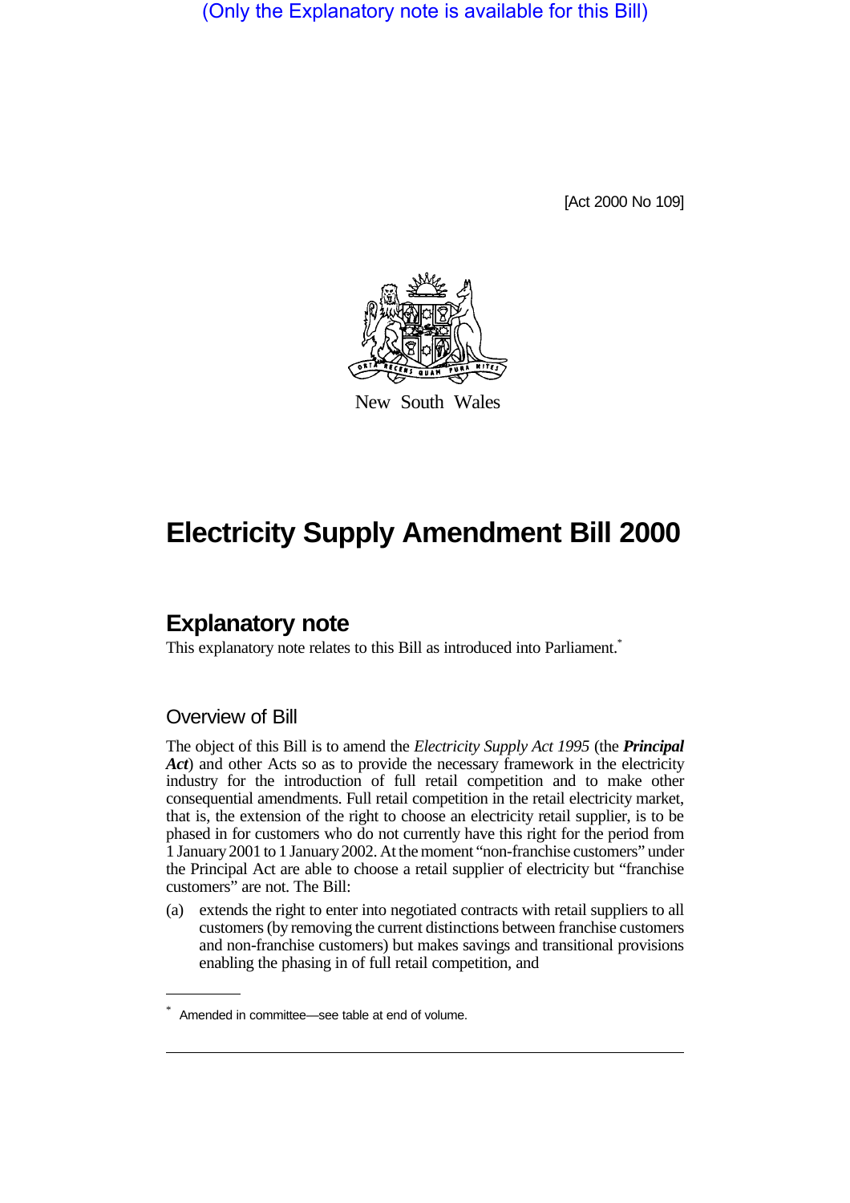(Only the Explanatory note is available for this Bill)

[Act 2000 No 109]

New South Wales

# Electricity Supply Amendment Bill 2000

## Explanatory note

This explanatory note relates to this Bill as introduced into Parliament.*

### Overview of Bill

The object of this Bill is to amend the *Electricity Supply Act 1995* (the ***Principal Act***) and other Acts so as to provide the necessary framework in the electricity industry for the introduction of full retail competition and to make other consequential amendments. Full retail competition in the retail electricity market, that is, the extension of the right to choose an electricity retail supplier, is to be phased in for customers who do not currently have this right for the period from 1 January 2001 to 1 January 2002. At the moment "non-franchise customers" under the Principal Act are able to choose a retail supplier of electricity but "franchise customers" are not. The Bill:

(a) extends the right to enter into negotiated contracts with retail suppliers to all customers (by removing the current distinctions between franchise customers and non-franchise customers) but makes savings and transitional provisions enabling the phasing in of full retail competition, and

* Amended in committee—see table at end of volume.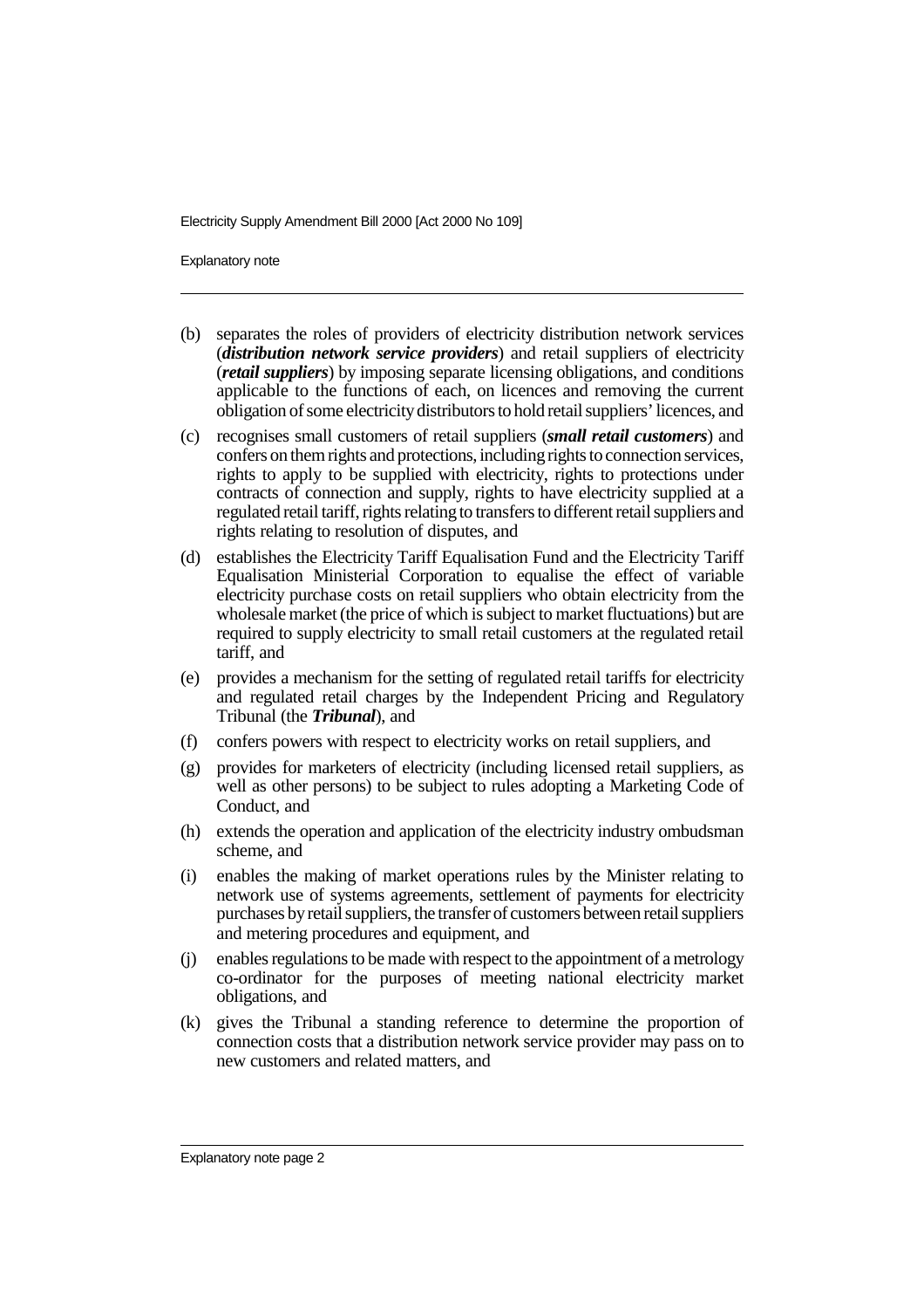(b) separates the roles of providers of electricity distribution network services (***distribution network service providers***) and retail suppliers of electricity (***retail suppliers***) by imposing separate licensing obligations, and conditions applicable to the functions of each, on licences and removing the current obligation of some electricity distributors to hold retail suppliers' licences, and

(c) recognises small customers of retail suppliers (***small retail customers***) and confers on them rights and protections, including rights to connection services, rights to apply to be supplied with electricity, rights to protections under contracts of connection and supply, rights to have electricity supplied at a regulated retail tariff, rights relating to transfers to different retail suppliers and rights relating to resolution of disputes, and

(d) establishes the Electricity Tariff Equalisation Fund and the Electricity Tariff Equalisation Ministerial Corporation to equalise the effect of variable electricity purchase costs on retail suppliers who obtain electricity from the wholesale market (the price of which is subject to market fluctuations) but are required to supply electricity to small retail customers at the regulated retail tariff, and

(e) provides a mechanism for the setting of regulated retail tariffs for electricity and regulated retail charges by the Independent Pricing and Regulatory Tribunal (the ***Tribunal***), and

(f) confers powers with respect to electricity works on retail suppliers, and

(g) provides for marketers of electricity (including licensed retail suppliers, as well as other persons) to be subject to rules adopting a Marketing Code of Conduct, and

(h) extends the operation and application of the electricity industry ombudsman scheme, and

(i) enables the making of market operations rules by the Minister relating to network use of systems agreements, settlement of payments for electricity purchases by retail suppliers, the transfer of customers between retail suppliers and metering procedures and equipment, and

(j) enables regulations to be made with respect to the appointment of a metrology co-ordinator for the purposes of meeting national electricity market obligations, and

(k) gives the Tribunal a standing reference to determine the proportion of connection costs that a distribution network service provider may pass on to new customers and related matters, and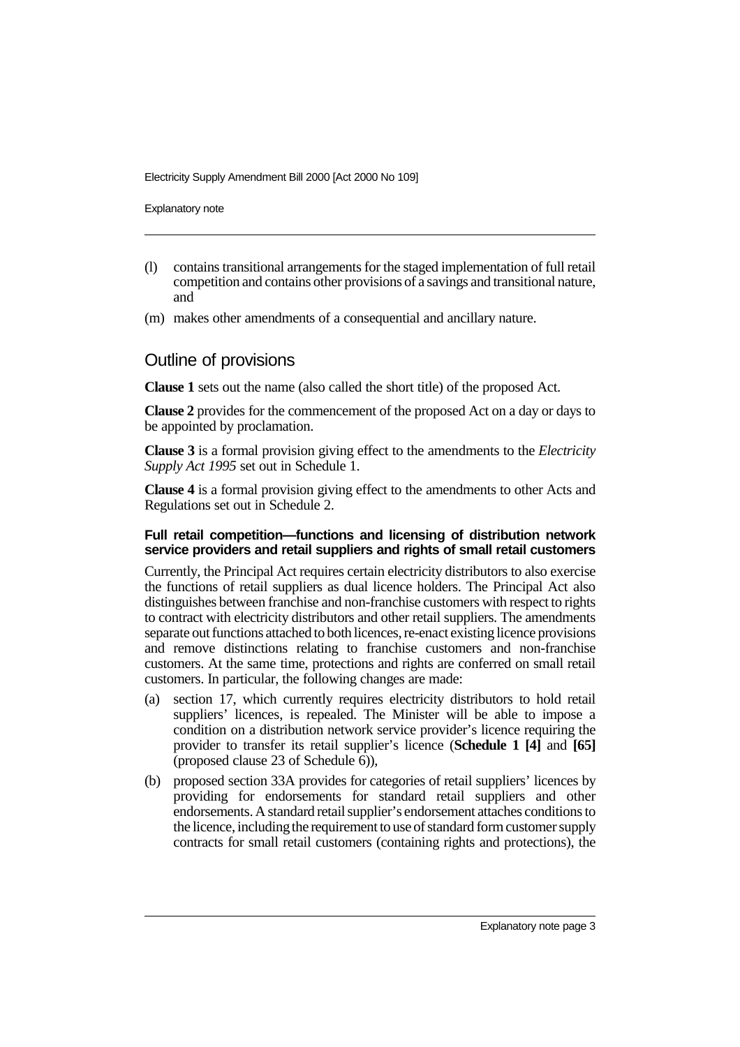(l) contains transitional arrangements for the staged implementation of full retail competition and contains other provisions of a savings and transitional nature, and

(m) makes other amendments of a consequential and ancillary nature.

## Outline of provisions

**Clause 1** sets out the name (also called the short title) of the proposed Act.

**Clause 2** provides for the commencement of the proposed Act on a day or days to be appointed by proclamation.

**Clause 3** is a formal provision giving effect to the amendments to the *Electricity Supply Act 1995* set out in Schedule 1.

**Clause 4** is a formal provision giving effect to the amendments to other Acts and Regulations set out in Schedule 2.

#### Full retail competition—functions and licensing of distribution network service providers and retail suppliers and rights of small retail customers

Currently, the Principal Act requires certain electricity distributors to also exercise the functions of retail suppliers as dual licence holders. The Principal Act also distinguishes between franchise and non-franchise customers with respect to rights to contract with electricity distributors and other retail suppliers. The amendments separate out functions attached to both licences, re-enact existing licence provisions and remove distinctions relating to franchise customers and non-franchise customers. At the same time, protections and rights are conferred on small retail customers. In particular, the following changes are made:

(a) section 17, which currently requires electricity distributors to hold retail suppliers' licences, is repealed. The Minister will be able to impose a condition on a distribution network service provider's licence requiring the provider to transfer its retail supplier's licence (**Schedule 1 [4]** and **[65]** (proposed clause 23 of Schedule 6)),

(b) proposed section 33A provides for categories of retail suppliers' licences by providing for endorsements for standard retail suppliers and other endorsements. A standard retail supplier's endorsement attaches conditions to the licence, including the requirement to use of standard form customer supply contracts for small retail customers (containing rights and protections), the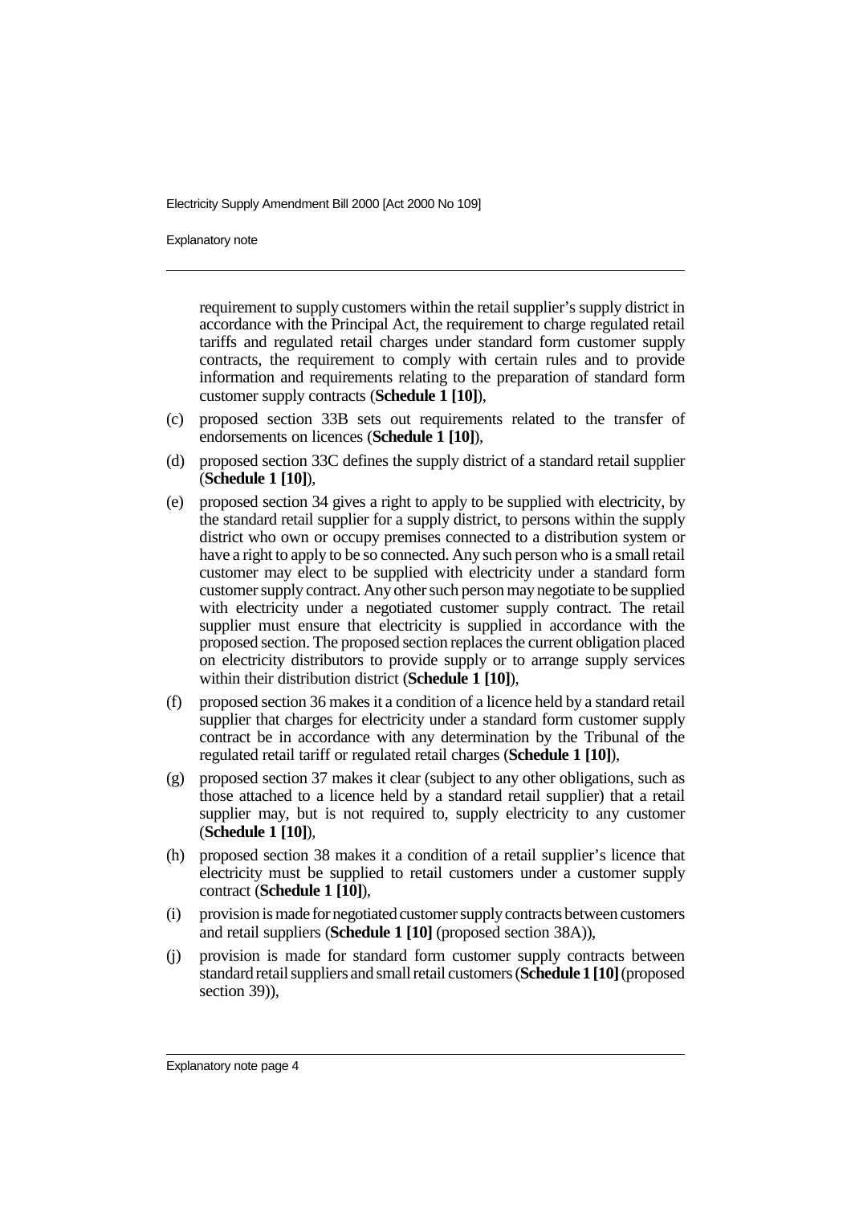requirement to supply customers within the retail supplier's supply district in accordance with the Principal Act, the requirement to charge regulated retail tariffs and regulated retail charges under standard form customer supply contracts, the requirement to comply with certain rules and to provide information and requirements relating to the preparation of standard form customer supply contracts (**Schedule 1 [10]**),

(c) proposed section 33B sets out requirements related to the transfer of endorsements on licences (**Schedule 1 [10]**),

(d) proposed section 33C defines the supply district of a standard retail supplier (**Schedule 1 [10]**),

(e) proposed section 34 gives a right to apply to be supplied with electricity, by the standard retail supplier for a supply district, to persons within the supply district who own or occupy premises connected to a distribution system or have a right to apply to be so connected. Any such person who is a small retail customer may elect to be supplied with electricity under a standard form customer supply contract. Any other such person may negotiate to be supplied with electricity under a negotiated customer supply contract. The retail supplier must ensure that electricity is supplied in accordance with the proposed section. The proposed section replaces the current obligation placed on electricity distributors to provide supply or to arrange supply services within their distribution district (**Schedule 1 [10]**),

(f) proposed section 36 makes it a condition of a licence held by a standard retail supplier that charges for electricity under a standard form customer supply contract be in accordance with any determination by the Tribunal of the regulated retail tariff or regulated retail charges (**Schedule 1 [10]**),

(g) proposed section 37 makes it clear (subject to any other obligations, such as those attached to a licence held by a standard retail supplier) that a retail supplier may, but is not required to, supply electricity to any customer (**Schedule 1 [10]**),

(h) proposed section 38 makes it a condition of a retail supplier's licence that electricity must be supplied to retail customers under a customer supply contract (**Schedule 1 [10]**),

(i) provision is made for negotiated customer supply contracts between customers and retail suppliers (**Schedule 1 [10]** (proposed section 38A)),

(j) provision is made for standard form customer supply contracts between standard retail suppliers and small retail customers (**Schedule 1 [10]** (proposed section 39)),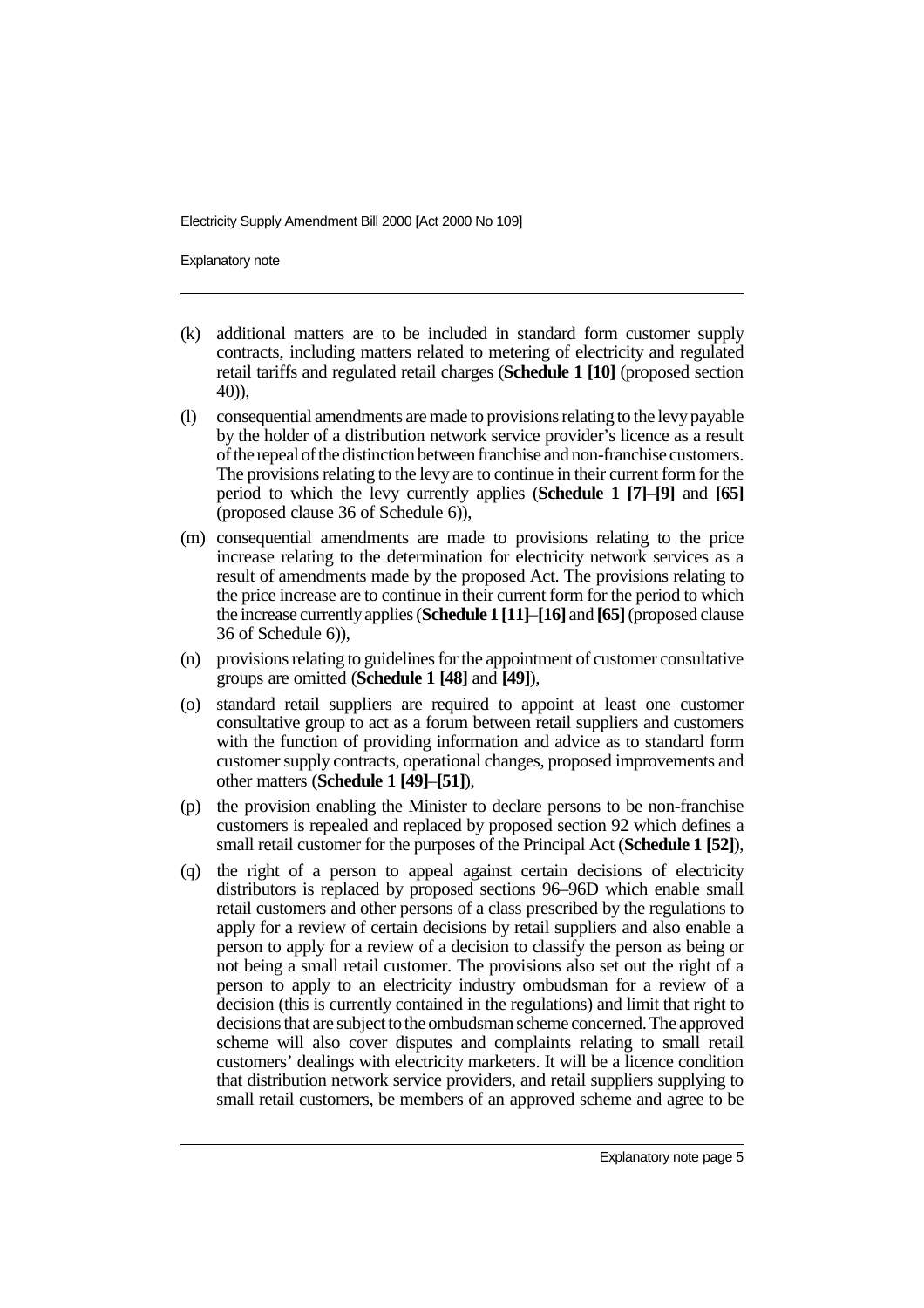(k) additional matters are to be included in standard form customer supply contracts, including matters related to metering of electricity and regulated retail tariffs and regulated retail charges (**Schedule 1 [10]** (proposed section 40)),

(l) consequential amendments are made to provisions relating to the levy payable by the holder of a distribution network service provider's licence as a result of the repeal of the distinction between franchise and non-franchise customers. The provisions relating to the levy are to continue in their current form for the period to which the levy currently applies (**Schedule 1 [7]**–**[9]** and **[65]** (proposed clause 36 of Schedule 6)),

(m) consequential amendments are made to provisions relating to the price increase relating to the determination for electricity network services as a result of amendments made by the proposed Act. The provisions relating to the price increase are to continue in their current form for the period to which the increase currently applies (**Schedule 1 [11]**–**[16]** and **[65]** (proposed clause 36 of Schedule 6)),

(n) provisions relating to guidelines for the appointment of customer consultative groups are omitted (**Schedule 1 [48]** and **[49]**),

(o) standard retail suppliers are required to appoint at least one customer consultative group to act as a forum between retail suppliers and customers with the function of providing information and advice as to standard form customer supply contracts, operational changes, proposed improvements and other matters (**Schedule 1 [49]**–**[51]**),

(p) the provision enabling the Minister to declare persons to be non-franchise customers is repealed and replaced by proposed section 92 which defines a small retail customer for the purposes of the Principal Act (**Schedule 1 [52]**),

(q) the right of a person to appeal against certain decisions of electricity distributors is replaced by proposed sections 96–96D which enable small retail customers and other persons of a class prescribed by the regulations to apply for a review of certain decisions by retail suppliers and also enable a person to apply for a review of a decision to classify the person as being or not being a small retail customer. The provisions also set out the right of a person to apply to an electricity industry ombudsman for a review of a decision (this is currently contained in the regulations) and limit that right to decisions that are subject to the ombudsman scheme concerned. The approved scheme will also cover disputes and complaints relating to small retail customers' dealings with electricity marketers. It will be a licence condition that distribution network service providers, and retail suppliers supplying to small retail customers, be members of an approved scheme and agree to be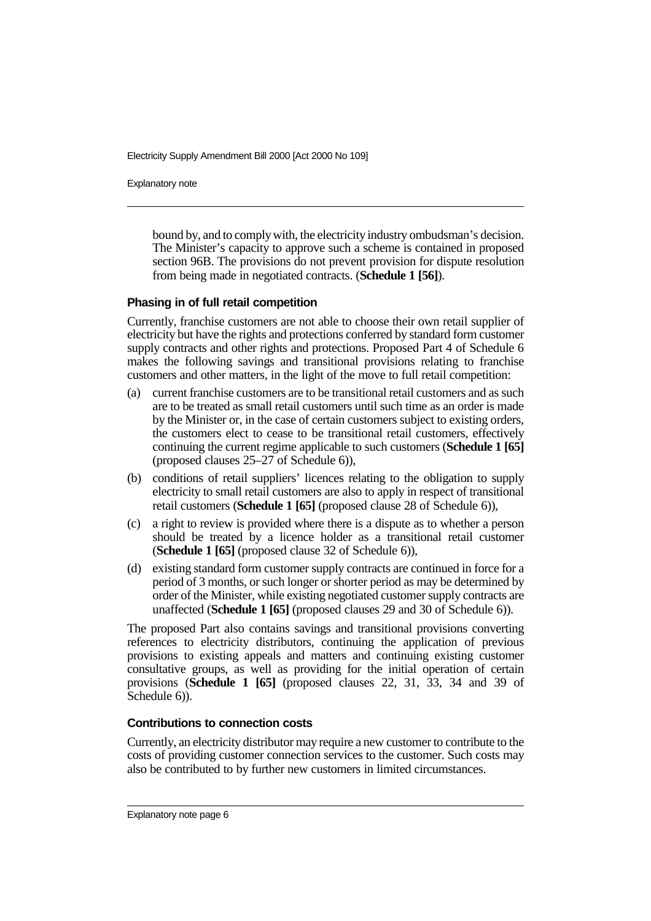bound by, and to comply with, the electricity industry ombudsman's decision. The Minister's capacity to approve such a scheme is contained in proposed section 96B. The provisions do not prevent provision for dispute resolution from being made in negotiated contracts. (**Schedule 1 [56]**).

### Phasing in of full retail competition

Currently, franchise customers are not able to choose their own retail supplier of electricity but have the rights and protections conferred by standard form customer supply contracts and other rights and protections. Proposed Part 4 of Schedule 6 makes the following savings and transitional provisions relating to franchise customers and other matters, in the light of the move to full retail competition:

(a) current franchise customers are to be transitional retail customers and as such are to be treated as small retail customers until such time as an order is made by the Minister or, in the case of certain customers subject to existing orders, the customers elect to cease to be transitional retail customers, effectively continuing the current regime applicable to such customers (**Schedule 1 [65]** (proposed clauses 25–27 of Schedule 6)),

(b) conditions of retail suppliers' licences relating to the obligation to supply electricity to small retail customers are also to apply in respect of transitional retail customers (**Schedule 1 [65]** (proposed clause 28 of Schedule 6)),

(c) a right to review is provided where there is a dispute as to whether a person should be treated by a licence holder as a transitional retail customer (**Schedule 1 [65]** (proposed clause 32 of Schedule 6)),

(d) existing standard form customer supply contracts are continued in force for a period of 3 months, or such longer or shorter period as may be determined by order of the Minister, while existing negotiated customer supply contracts are unaffected (**Schedule 1 [65]** (proposed clauses 29 and 30 of Schedule 6)).

The proposed Part also contains savings and transitional provisions converting references to electricity distributors, continuing the application of previous provisions to existing appeals and matters and continuing existing customer consultative groups, as well as providing for the initial operation of certain provisions (**Schedule 1 [65]** (proposed clauses 22, 31, 33, 34 and 39 of Schedule 6)).

### Contributions to connection costs

Currently, an electricity distributor may require a new customer to contribute to the costs of providing customer connection services to the customer. Such costs may also be contributed to by further new customers in limited circumstances.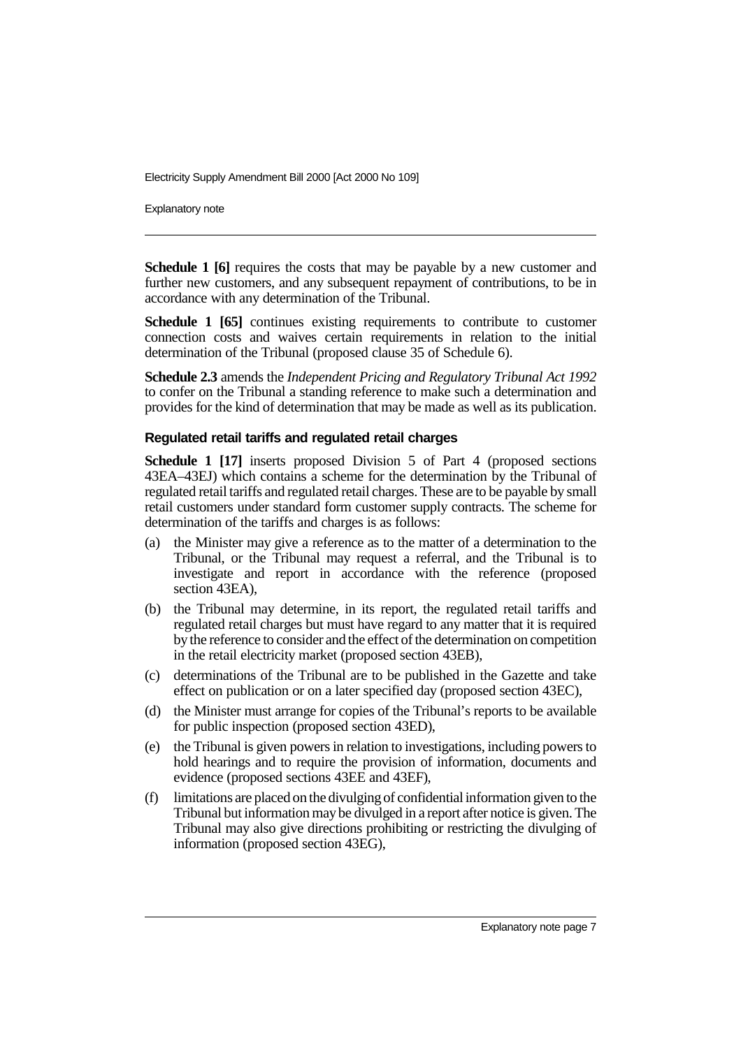**Schedule 1 [6]** requires the costs that may be payable by a new customer and further new customers, and any subsequent repayment of contributions, to be in accordance with any determination of the Tribunal.

**Schedule 1 [65]** continues existing requirements to contribute to customer connection costs and waives certain requirements in relation to the initial determination of the Tribunal (proposed clause 35 of Schedule 6).

**Schedule 2.3** amends the *Independent Pricing and Regulatory Tribunal Act 1992* to confer on the Tribunal a standing reference to make such a determination and provides for the kind of determination that may be made as well as its publication.

#### Regulated retail tariffs and regulated retail charges

**Schedule 1 [17]** inserts proposed Division 5 of Part 4 (proposed sections 43EA–43EJ) which contains a scheme for the determination by the Tribunal of regulated retail tariffs and regulated retail charges. These are to be payable by small retail customers under standard form customer supply contracts. The scheme for determination of the tariffs and charges is as follows:

(a) the Minister may give a reference as to the matter of a determination to the Tribunal, or the Tribunal may request a referral, and the Tribunal is to investigate and report in accordance with the reference (proposed section 43EA),

(b) the Tribunal may determine, in its report, the regulated retail tariffs and regulated retail charges but must have regard to any matter that it is required by the reference to consider and the effect of the determination on competition in the retail electricity market (proposed section 43EB),

(c) determinations of the Tribunal are to be published in the Gazette and take effect on publication or on a later specified day (proposed section 43EC),

(d) the Minister must arrange for copies of the Tribunal's reports to be available for public inspection (proposed section 43ED),

(e) the Tribunal is given powers in relation to investigations, including powers to hold hearings and to require the provision of information, documents and evidence (proposed sections 43EE and 43EF),

(f) limitations are placed on the divulging of confidential information given to the Tribunal but information may be divulged in a report after notice is given. The Tribunal may also give directions prohibiting or restricting the divulging of information (proposed section 43EG),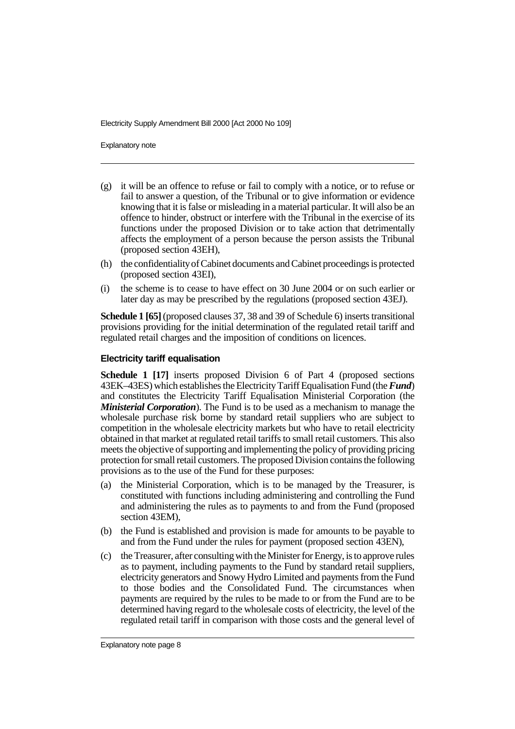(g) it will be an offence to refuse or fail to comply with a notice, or to refuse or fail to answer a question, of the Tribunal or to give information or evidence knowing that it is false or misleading in a material particular. It will also be an offence to hinder, obstruct or interfere with the Tribunal in the exercise of its functions under the proposed Division or to take action that detrimentally affects the employment of a person because the person assists the Tribunal (proposed section 43EH),

(h) the confidentiality of Cabinet documents and Cabinet proceedings is protected (proposed section 43EI),

(i) the scheme is to cease to have effect on 30 June 2004 or on such earlier or later day as may be prescribed by the regulations (proposed section 43EJ).

**Schedule 1 [65]** (proposed clauses 37, 38 and 39 of Schedule 6) inserts transitional provisions providing for the initial determination of the regulated retail tariff and regulated retail charges and the imposition of conditions on licences.

### Electricity tariff equalisation

**Schedule 1 [17]** inserts proposed Division 6 of Part 4 (proposed sections 43EK–43ES) which establishes the Electricity Tariff Equalisation Fund (the ***Fund***) and constitutes the Electricity Tariff Equalisation Ministerial Corporation (the ***Ministerial Corporation***). The Fund is to be used as a mechanism to manage the wholesale purchase risk borne by standard retail suppliers who are subject to competition in the wholesale electricity markets but who have to retail electricity obtained in that market at regulated retail tariffs to small retail customers. This also meets the objective of supporting and implementing the policy of providing pricing protection for small retail customers. The proposed Division contains the following provisions as to the use of the Fund for these purposes:

(a) the Ministerial Corporation, which is to be managed by the Treasurer, is constituted with functions including administering and controlling the Fund and administering the rules as to payments to and from the Fund (proposed section 43EM),

(b) the Fund is established and provision is made for amounts to be payable to and from the Fund under the rules for payment (proposed section 43EN),

(c) the Treasurer, after consulting with the Minister for Energy, is to approve rules as to payment, including payments to the Fund by standard retail suppliers, electricity generators and Snowy Hydro Limited and payments from the Fund to those bodies and the Consolidated Fund. The circumstances when payments are required by the rules to be made to or from the Fund are to be determined having regard to the wholesale costs of electricity, the level of the regulated retail tariff in comparison with those costs and the general level of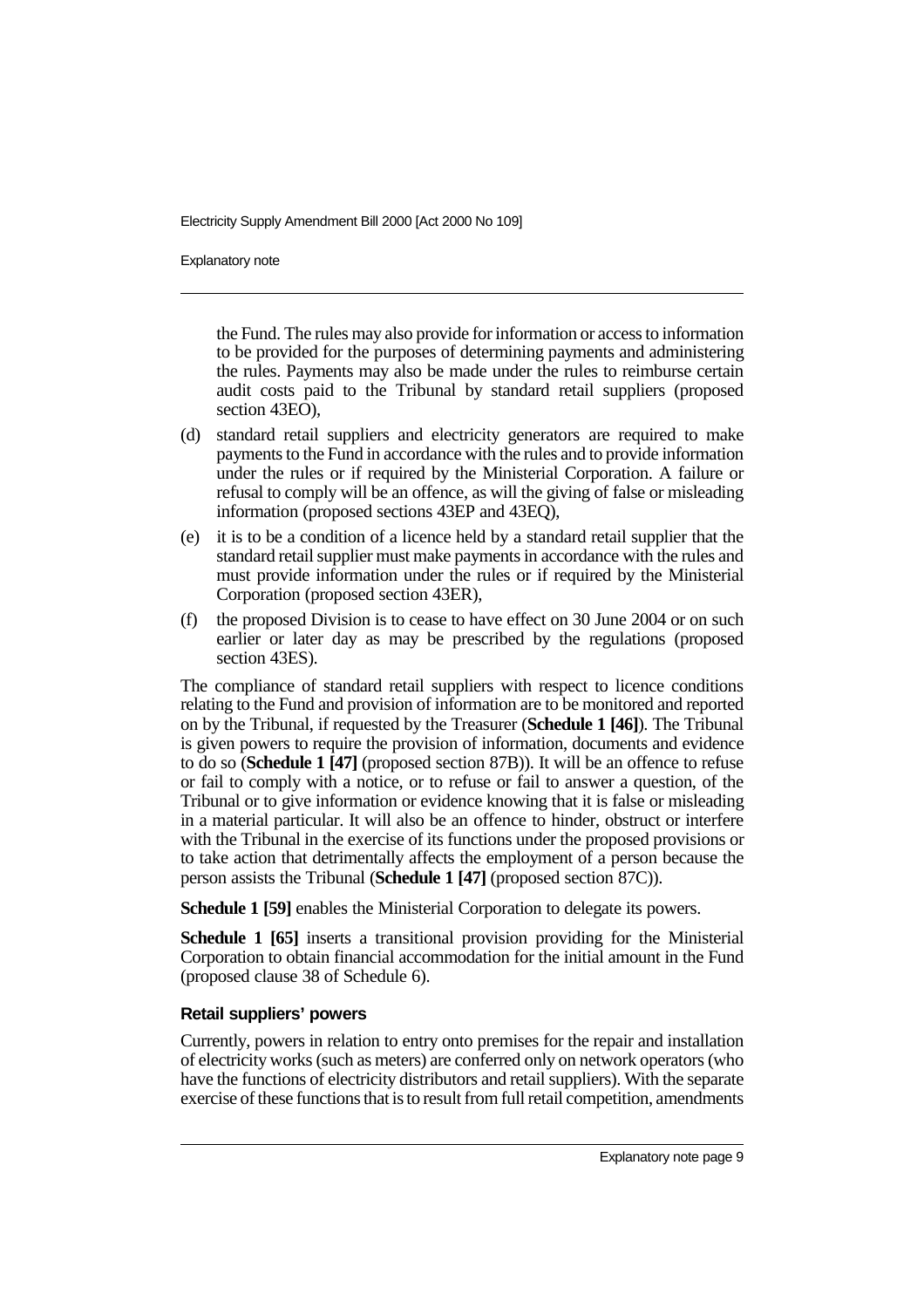the Fund. The rules may also provide for information or access to information to be provided for the purposes of determining payments and administering the rules. Payments may also be made under the rules to reimburse certain audit costs paid to the Tribunal by standard retail suppliers (proposed section 43EO),

(d) standard retail suppliers and electricity generators are required to make payments to the Fund in accordance with the rules and to provide information under the rules or if required by the Ministerial Corporation. A failure or refusal to comply will be an offence, as will the giving of false or misleading information (proposed sections 43EP and 43EQ),

(e) it is to be a condition of a licence held by a standard retail supplier that the standard retail supplier must make payments in accordance with the rules and must provide information under the rules or if required by the Ministerial Corporation (proposed section 43ER),

(f) the proposed Division is to cease to have effect on 30 June 2004 or on such earlier or later day as may be prescribed by the regulations (proposed section 43ES).

The compliance of standard retail suppliers with respect to licence conditions relating to the Fund and provision of information are to be monitored and reported on by the Tribunal, if requested by the Treasurer (**Schedule 1 [46]**). The Tribunal is given powers to require the provision of information, documents and evidence to do so (**Schedule 1 [47]** (proposed section 87B)). It will be an offence to refuse or fail to comply with a notice, or to refuse or fail to answer a question, of the Tribunal or to give information or evidence knowing that it is false or misleading in a material particular. It will also be an offence to hinder, obstruct or interfere with the Tribunal in the exercise of its functions under the proposed provisions or to take action that detrimentally affects the employment of a person because the person assists the Tribunal (**Schedule 1 [47]** (proposed section 87C)).

**Schedule 1 [59]** enables the Ministerial Corporation to delegate its powers.

**Schedule 1 [65]** inserts a transitional provision providing for the Ministerial Corporation to obtain financial accommodation for the initial amount in the Fund (proposed clause 38 of Schedule 6).

#### Retail suppliers' powers

Currently, powers in relation to entry onto premises for the repair and installation of electricity works (such as meters) are conferred only on network operators (who have the functions of electricity distributors and retail suppliers). With the separate exercise of these functions that is to result from full retail competition, amendments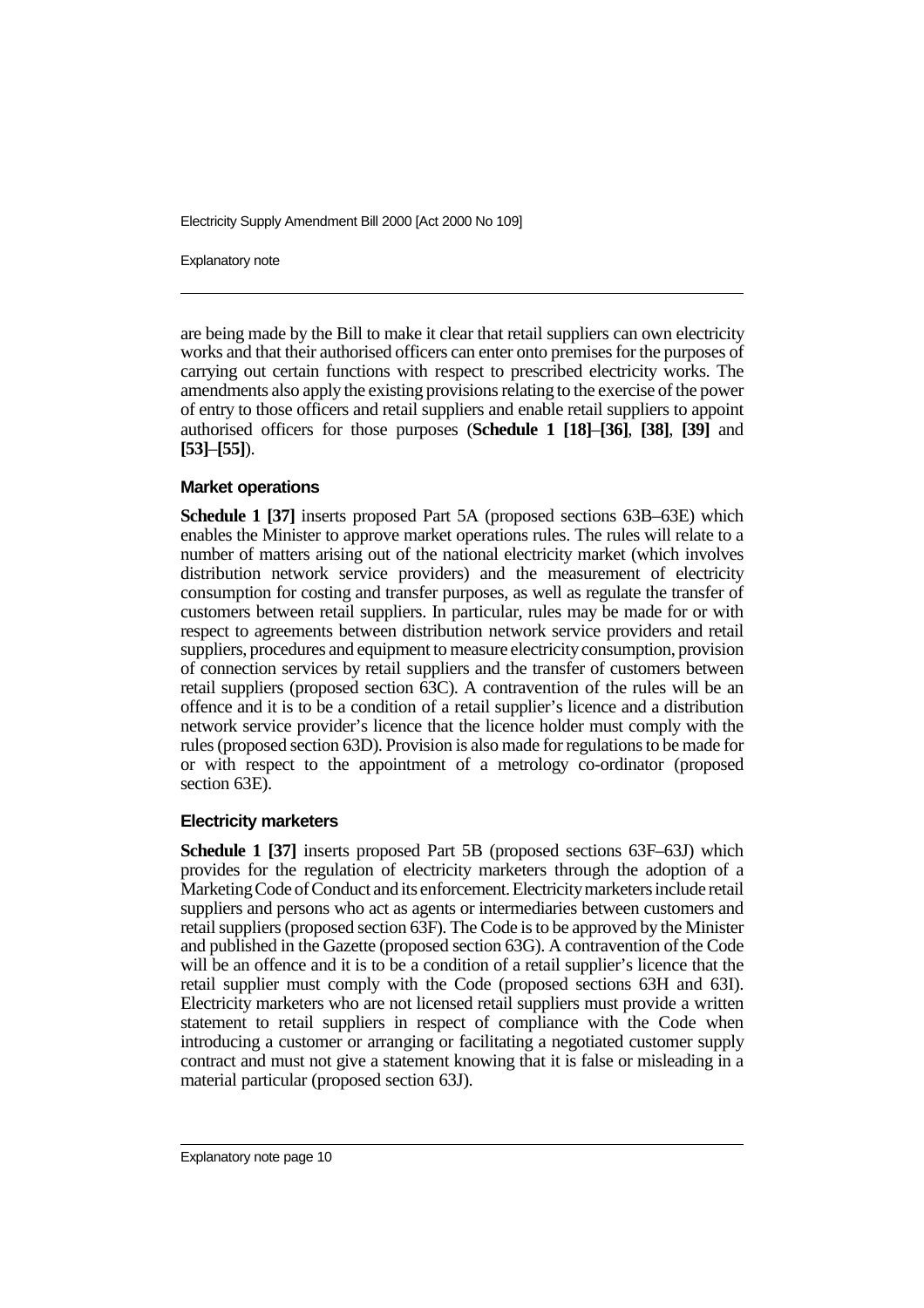are being made by the Bill to make it clear that retail suppliers can own electricity works and that their authorised officers can enter onto premises for the purposes of carrying out certain functions with respect to prescribed electricity works. The amendments also apply the existing provisions relating to the exercise of the power of entry to those officers and retail suppliers and enable retail suppliers to appoint authorised officers for those purposes (**Schedule 1 [18]**–**[36]**, **[38]**, **[39]** and **[53]**–**[55]**).

### Market operations

**Schedule 1 [37]** inserts proposed Part 5A (proposed sections 63B–63E) which enables the Minister to approve market operations rules. The rules will relate to a number of matters arising out of the national electricity market (which involves distribution network service providers) and the measurement of electricity consumption for costing and transfer purposes, as well as regulate the transfer of customers between retail suppliers. In particular, rules may be made for or with respect to agreements between distribution network service providers and retail suppliers, procedures and equipment to measure electricity consumption, provision of connection services by retail suppliers and the transfer of customers between retail suppliers (proposed section 63C). A contravention of the rules will be an offence and it is to be a condition of a retail supplier's licence and a distribution network service provider's licence that the licence holder must comply with the rules (proposed section 63D). Provision is also made for regulations to be made for or with respect to the appointment of a metrology co-ordinator (proposed section 63E).

### Electricity marketers

**Schedule 1 [37]** inserts proposed Part 5B (proposed sections 63F–63J) which provides for the regulation of electricity marketers through the adoption of a Marketing Code of Conduct and its enforcement. Electricity marketers include retail suppliers and persons who act as agents or intermediaries between customers and retail suppliers (proposed section 63F). The Code is to be approved by the Minister and published in the Gazette (proposed section 63G). A contravention of the Code will be an offence and it is to be a condition of a retail supplier's licence that the retail supplier must comply with the Code (proposed sections 63H and 63I). Electricity marketers who are not licensed retail suppliers must provide a written statement to retail suppliers in respect of compliance with the Code when introducing a customer or arranging or facilitating a negotiated customer supply contract and must not give a statement knowing that it is false or misleading in a material particular (proposed section 63J).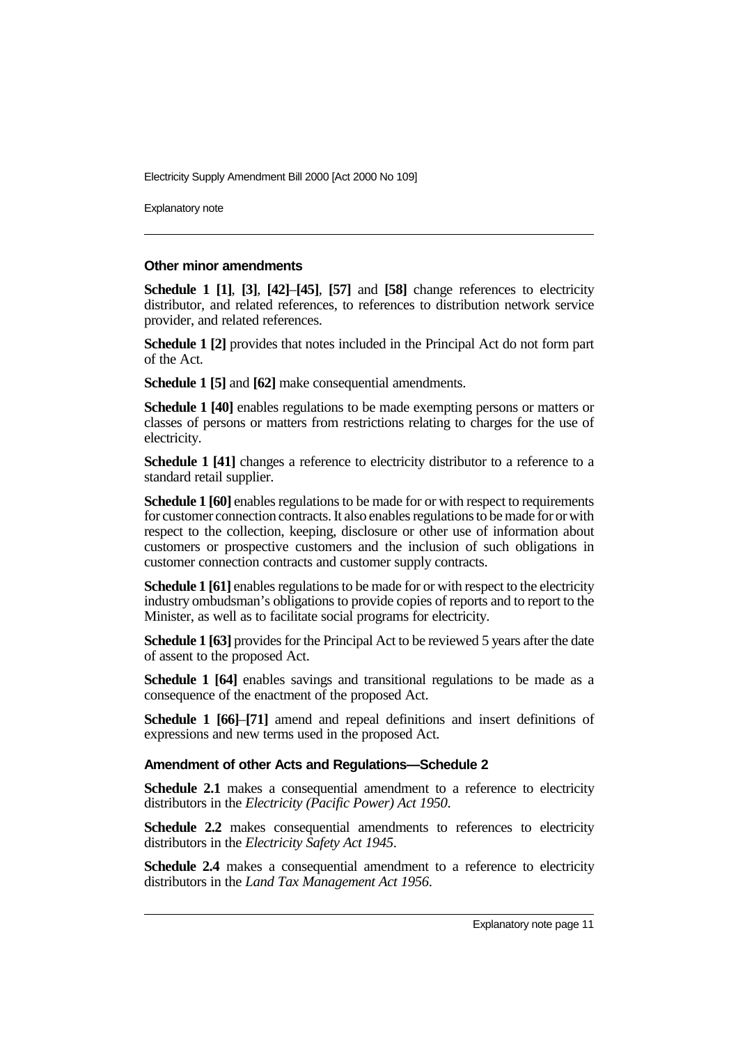### Other minor amendments

**Schedule 1 [1]**, **[3]**, **[42]**–**[45]**, **[57]** and **[58]** change references to electricity distributor, and related references, to references to distribution network service provider, and related references.

**Schedule 1 [2]** provides that notes included in the Principal Act do not form part of the Act.

**Schedule 1 [5]** and **[62]** make consequential amendments.

**Schedule 1 [40]** enables regulations to be made exempting persons or matters or classes of persons or matters from restrictions relating to charges for the use of electricity.

**Schedule 1 [41]** changes a reference to electricity distributor to a reference to a standard retail supplier.

**Schedule 1 [60]** enables regulations to be made for or with respect to requirements for customer connection contracts. It also enables regulations to be made for or with respect to the collection, keeping, disclosure or other use of information about customers or prospective customers and the inclusion of such obligations in customer connection contracts and customer supply contracts.

**Schedule 1 [61]** enables regulations to be made for or with respect to the electricity industry ombudsman's obligations to provide copies of reports and to report to the Minister, as well as to facilitate social programs for electricity.

**Schedule 1 [63]** provides for the Principal Act to be reviewed 5 years after the date of assent to the proposed Act.

**Schedule 1 [64]** enables savings and transitional regulations to be made as a consequence of the enactment of the proposed Act.

**Schedule 1 [66]**–**[71]** amend and repeal definitions and insert definitions of expressions and new terms used in the proposed Act.

### Amendment of other Acts and Regulations—Schedule 2

**Schedule 2.1** makes a consequential amendment to a reference to electricity distributors in the *Electricity (Pacific Power) Act 1950*.

**Schedule 2.2** makes consequential amendments to references to electricity distributors in the *Electricity Safety Act 1945*.

**Schedule 2.4** makes a consequential amendment to a reference to electricity distributors in the *Land Tax Management Act 1956*.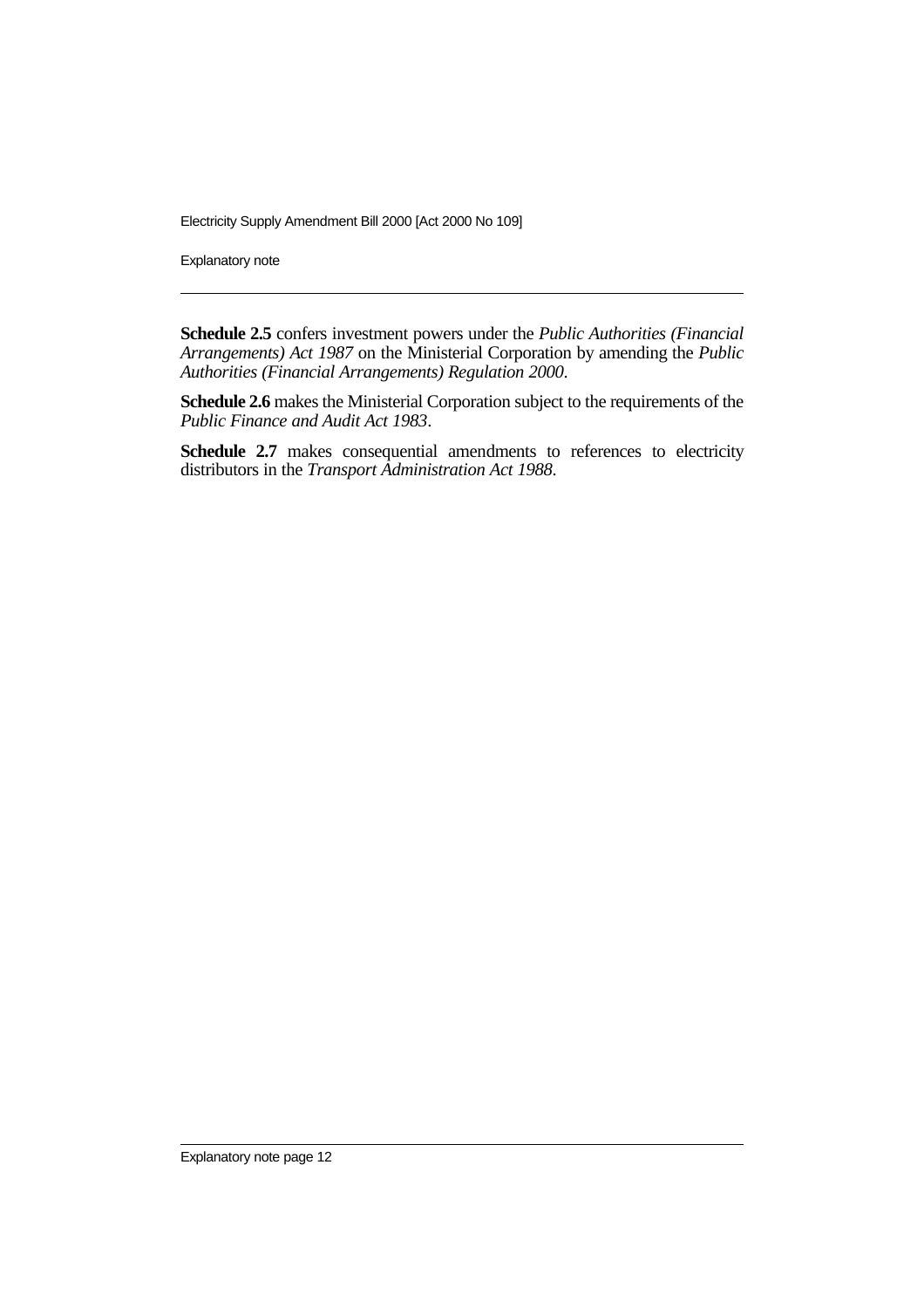**Schedule 2.5** confers investment powers under the *Public Authorities (Financial Arrangements) Act 1987* on the Ministerial Corporation by amending the *Public Authorities (Financial Arrangements) Regulation 2000*.

**Schedule 2.6** makes the Ministerial Corporation subject to the requirements of the *Public Finance and Audit Act 1983*.

**Schedule 2.7** makes consequential amendments to references to electricity distributors in the *Transport Administration Act 1988*.